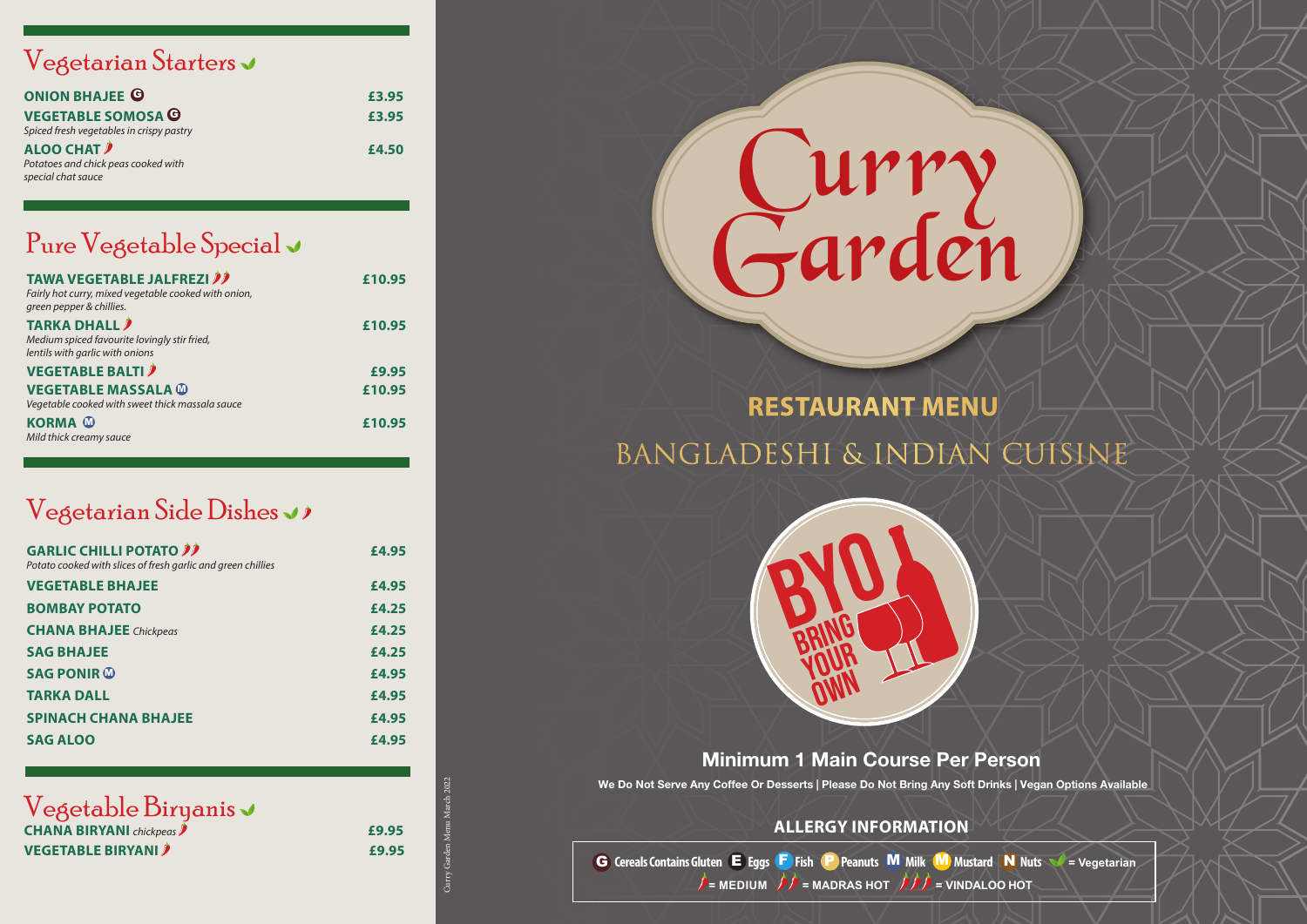## Vegetarian Starters

**ONION BHAJEE** (G) — **£3.95**

**VEGETABLE SOMOSA** (G) — **£3.95**
*Spiced fresh vegetables in crispy pastry*

**ALOO CHAT** 🌶 — **£4.50**
*Potatoes and chick peas cooked with special chat sauce*

## Pure Vegetable Special

**TAWA VEGETABLE JALFREZI** 🌶🌶 — **£10.95**
*Fairly hot curry, mixed vegetable cooked with onion, green pepper & chillies.*

**TARKA DHALL** 🌶 — **£10.95**
*Medium spiced favourite lovingly stir fried, lentils with garlic with onions*

**VEGETABLE BALTI** 🌶 — **£9.95**

**VEGETABLE MASSALA** (M) — **£10.95**
*Vegetable cooked with sweet thick massala sauce*

**KORMA** (M) — **£10.95**
*Mild thick creamy sauce*

## Vegetarian Side Dishes

**GARLIC CHILLI POTATO** 🌶🌶 — **£4.95**
*Potato cooked with slices of fresh garlic and green chillies*

**VEGETABLE BHAJEE** — **£4.95**

**BOMBAY POTATO** — **£4.25**

**CHANA BHAJEE** *Chickpeas* — **£4.25**

**SAG BHAJEE** — **£4.25**

**SAG PONIR** (M) — **£4.95**

**TARKA DALL** — **£4.95**

**SPINACH CHANA BHAJEE** — **£4.95**

**SAG ALOO** — **£4.95**

## Vegetable Biryanis

**CHANA BIRYANI** *chickpeas* 🌶 — **£9.95**

**VEGETABLE BIRYANI** 🌶 — **£9.95**

Curry Garden Menu March 2022

# Curry Garden

## RESTAURANT MENU

## BANGLADESHI & INDIAN CUISINE

BYO BRING YOUR OWN

### Minimum 1 Main Course Per Person

**We Do Not Serve Any Coffee Or Desserts | Please Do Not Bring Any Soft Drinks | Vegan Options Available**

### ALLERGY INFORMATION

(G) Cereals Contains Gluten (E) Eggs (F) Fish (P) Peanuts (M) Milk (M) Mustard (N) Nuts ✓ = Vegetarian

🌶 = MEDIUM 🌶🌶 = MADRAS HOT 🌶🌶🌶 = VINDALOO HOT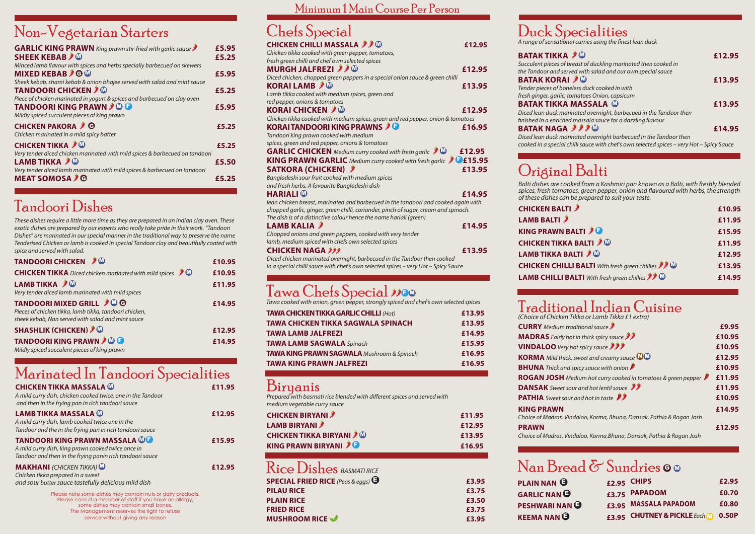## Non-Vegetarian Starters

| | |
|---|---|
| **GARLIC KING PRAWN** *King prawn stir-fried with garlic sauce* | £5.95 |
| **SHEEK KEBAB** | £5.25 |
| *Minced lamb flavour with spices and herbs specially barbecued on skewers* | |
| **MIXED KEBAB** | £5.95 |
| *Sheek kebab, shami kebab & onion bhajee served with salad and mint sauce* | |
| **TANDOORI CHICKEN** | £5.25 |
| *Piece of chicken marinated in yogurt & spices and barbecued on clay oven* | |
| **TANDOORI KING PRAWN** | £5.95 |
| *Mildly spiced succulent pieces of king prawn* | |
| **CHICKEN PAKORA** | £5.25 |
| *Chicken marinated in a mild spicy batter* | |
| **CHICKEN TIKKA** | £5.25 |
| *Very tender diced chicken marinated with mild spices & barbecued on tandoori* | |
| **LAMB TIKKA** | £5.50 |
| *Very tender diced lamb marinated with mild spices & barbecued on tandoori* | |
| **MEAT SOMOSA** | £5.25 |

## Tandoori Dishes

*These dishes require a little more time as they are prepared in an Indian clay oven. These exotic dishes are prepared by our experts who really take pride in their work. "Tandoori Dishes" are marinated in our special manner in the traditional way to preserve the name Tenderised Chicken or lamb is cooked in special Tandoor clay and beautifully coated with spice and served with salad.*

| | |
|---|---|
| **TANDOORI CHICKEN** | £10.95 |
| **CHICKEN TIKKA** *Diced chicken marinated with mild spices* | £10.95 |
| **LAMB TIKKA** | £11.95 |
| *Very tender diced lamb marinated with mild spices* | |
| **TANDOORI MIXED GRILL** | £14.95 |
| *Pieces of chicken tikka, lamb tikka, tandoori chicken, sheek kebab, Nan served with salad and mint sauce* | |
| **SHASHLIK (CHICKEN)** | £12.95 |
| **TANDOORI KING PRAWN** | £14.95 |
| *Mildly spiced succulent pieces of king prawn* | |

## Marinated In Tandoori Specialities

| | |
|---|---|
| **CHICKEN TIKKA MASSALA** | £11.95 |
| *A mild curry dish, chicken cooked twice, one in the Tandoor and then in the frying pan in rich tandoori sauce* | |
| **LAMB TIKKA MASSALA** | £12.95 |
| *A mild curry dish, lamb cooked twice one in the Tandoor and the in the frying pan in rich tandoori sauce* | |
| **TANDOORI KING PRAWN MASSALA** | £15.95 |
| *A mild curry dish, king prawn cooked twice once in Tandoor and then in the frying panin rich tandoori sauce* | |
| **MAKHANI** *(CHICKEN TIKKA)* | £12.95 |
| *Chicken tikka prepared in a sweet and sour butter sauce tastefully delicious mild dish* | |

Please note some dishes may contain nuts or dairy products. Please consult a member of staff if you have an allergy, some dishes may contain small bones. The Management reserves the right to refuse service without giving any reason

**Minimum 1 Main Course Per Person**

## Chefs Special

| | |
|---|---|
| **CHICKEN CHILLI MASSALA** | £12.95 |
| *Chicken tikka cooked with green pepper, tomatoes, fresh green chilli and chef own selected spices* | |
| **MURGH JALFREZI** | £12.95 |
| *Diced chicken, chopped green peppers in a special onion sauce & green chilli* | |
| **KORAI LAMB** | £13.95 |
| *Lamb tikka cooked with medium spices, green and red pepper, onions & tomatoes* | |
| **KORAI CHICKEN** | £12.95 |
| *Chicken tikka cooked with medium spices, green and red pepper, onion & tomatoes* | |
| **KORAI TANDOORI KING PRAWNS** | £16.95 |
| *Tandoori king prawn cooked with medium spices, green and red pepper, onions & tomatoes* | |
| **GARLIC CHICKEN** *Medium curry cooked with fresh garlic* | £12.95 |
| **KING PRAWN GARLIC** *Medium curry cooked with fresh garlic* | £15.95 |
| **SATKORA (CHICKEN)** | £13.95 |
| *Bangladeshi sour fruit cooked with medium spices and fresh herbs. A favourite Bangladeshi dish* | |
| **HARIALI** | £14.95 |
| *lean chicken breast, marinated and barbecued in the tandoori and cooked again with chopped garlic, ginger, green chilli, coriander, pinch of sugar, cream and spinach. The dish is of a distinctive colour hence the name hariali (green)* | |
| **LAMB KALIA** | £14.95 |
| *Chopped onions and green peppers, cooked with very tender lamb, medium spiced with chefs own selected spices* | |
| **CHICKEN NAGA** | £13.95 |
| *Diced chicken marinated overnight, barbecued in the Tandoor then cooked in a special chilli sauce with chef's own selected spices – very Hot – Spicy Sauce* | |

## Tawa Chefs Special

*Tawa cooked with onion, green pepper, strongly spiced and chef's own selected spices*

| | |
|---|---|
| **TAWA CHICKEN TIKKA GARLIC CHILLI** *(Hot)* | £13.95 |
| **TAWA CHICKEN TIKKA SAGWALA SPINACH** | £13.95 |
| **TAWA LAMB JALFREZI** | £14.95 |
| **TAWA LAMB SAGWALA** *Spinach* | £15.95 |
| **TAWA KING PRAWN SAGWALA** *Mushroom & Spinach* | £16.95 |
| **TAWA KING PRAWN JALFREZI** | £16.95 |

## Biryanis

*Prepared with basmati rice blended with different spices and served with medium vegetable curry sauce*

| | |
|---|---|
| **CHICKEN BIRYANI** | £11.95 |
| **LAMB BIRYANI** | £12.95 |
| **CHICKEN TIKKA BIRYANI** | £13.95 |
| **KING PRAWN BIRYANI** | £16.95 |

## Rice Dishes *BASMATI RICE*

| | |
|---|---|
| **SPECIAL FRIED RICE** *(Peas & eggs)* | £3.95 |
| **PILAU RICE** | £3.75 |
| **PLAIN RICE** | £3.50 |
| **FRIED RICE** | £3.75 |
| **MUSHROOM RICE** | £3.95 |

## Duck Specialities

*A range of sensational curries using the finest lean duck*

| | |
|---|---|
| **BATAK TIKKA** | £12.95 |
| *Succulent pieces of breast of duckling marinated then cooked in the Tandoor and served with salad and our own special sauce* | |
| **BATAK KORAI** | £13.95 |
| *Tender pieces of boneless duck cooked in with fresh ginger, garlic, tomatoes Onion, capsicum* | |
| **BATAK TIKKA MASSALA** | £13.95 |
| *Diced lean duck marinated overnight, barbecued in the Tandoor then finished in a enriched massala sauce for a dazzling flavour* | |
| **BATAK NAGA** | £14.95 |
| *Diced lean duck marinated overnight barbecued in the Tandoor then cooked in a special chilli sauce with chef's own selected spices – very Hot – Spicy Sauce* | |

## Original Balti

*Balti dishes are cooked from a Kashmiri pan known as a Balti, with freshly blended spices, fresh tomatoes, green pepper, onion and flavoured with herbs, the strength of these dishes can be prepared to suit your taste.*

| | |
|---|---|
| **CHICKEN BALTI** | £10.95 |
| **LAMB BALTI** | £11.95 |
| **KING PRAWN BALTI** | £15.95 |
| **CHICKEN TIKKA BALTI** | £11.95 |
| **LAMB TIKKA BALTI** | £12.95 |
| **CHICKEN CHILLI BALTI** *With fresh green chillies* | £13.95 |
| **LAMB CHILLI BALTI** *With fresh green chillies* | £14.95 |

## Traditional Indian Cuisine

*(Choice of Chicken Tikka or Lamb Tikka £1 extra)*

| | |
|---|---|
| **CURRY** *Medium traditional sauce* | £9.95 |
| **MADRAS** *Fairly hot in thick spicy sauce* | £10.95 |
| **VINDALOO** *Very hot spicy sauce* | £10.95 |
| **KORMA** *Mild thick, sweet and creamy sauce* | £12.95 |
| **BHUNA** *Thick and spicy sauce with onion* | £10.95 |
| **ROGAN JOSH** *Medium hot curry cooked in tomatoes & green pepper* | £11.95 |
| **DANSAK** *Sweet sour and hot lentil sauce* | £11.95 |
| **PATHIA** *Sweet sour and hot in taste* | £10.95 |
| **KING PRAWN** | £14.95 |
| *Choice of Madras. Vindaloo, Korma, Bhuna, Dansak, Pathia & Rogan Josh* | |
| **PRAWN** | £12.95 |
| *Choice of Madras, Vindaloo, Korma,Bhuna, Dansak, Pathia & Rogan Josh* | |

## Nan Bread & Sundries

| | | | |
|---|---|---|---|
| **PLAIN NAN** | £2.95 | **CHIPS** | £2.95 |
| **GARLIC NAN** | £3.75 | **PAPADOM** | £0.70 |
| **PESHWARI NAN** | £3.95 | **MASSALA PAPADOM** | £0.80 |
| **KEEMA NAN** | £3.95 | **CHUTNEY & PICKLE** *Each* | 0.50P |